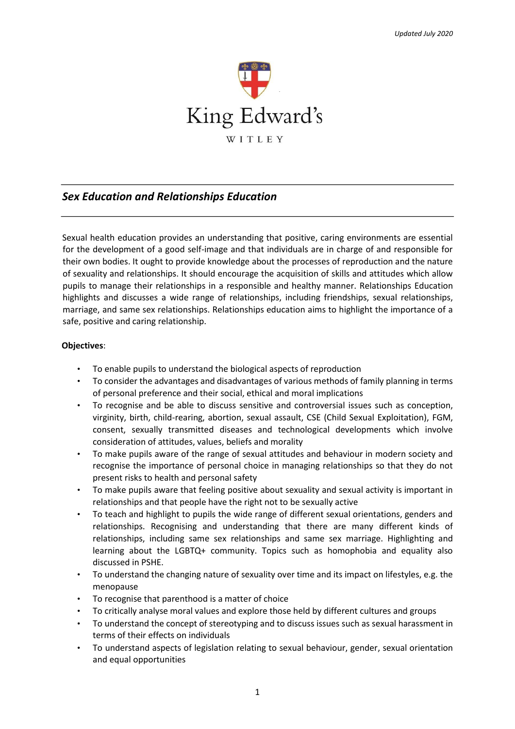*Updated July 2020*

King Edward's

WITLEY

## ***Sex Education and Relationships Education***

Sexual health education provides an understanding that positive, caring environments are essential for the development of a good self-image and that individuals are in charge of and responsible for their own bodies. It ought to provide knowledge about the processes of reproduction and the nature of sexuality and relationships. It should encourage the acquisition of skills and attitudes which allow pupils to manage their relationships in a responsible and healthy manner. Relationships Education highlights and discusses a wide range of relationships, including friendships, sexual relationships, marriage, and same sex relationships. Relationships education aims to highlight the importance of a safe, positive and caring relationship.

**Objectives**:

- To enable pupils to understand the biological aspects of reproduction
- To consider the advantages and disadvantages of various methods of family planning in terms of personal preference and their social, ethical and moral implications
- To recognise and be able to discuss sensitive and controversial issues such as conception, virginity, birth, child-rearing, abortion, sexual assault, CSE (Child Sexual Exploitation), FGM, consent, sexually transmitted diseases and technological developments which involve consideration of attitudes, values, beliefs and morality
- To make pupils aware of the range of sexual attitudes and behaviour in modern society and recognise the importance of personal choice in managing relationships so that they do not present risks to health and personal safety
- To make pupils aware that feeling positive about sexuality and sexual activity is important in relationships and that people have the right not to be sexually active
- To teach and highlight to pupils the wide range of different sexual orientations, genders and relationships. Recognising and understanding that there are many different kinds of relationships, including same sex relationships and same sex marriage. Highlighting and learning about the LGBTQ+ community. Topics such as homophobia and equality also discussed in PSHE.
- To understand the changing nature of sexuality over time and its impact on lifestyles, e.g. the menopause
- To recognise that parenthood is a matter of choice
- To critically analyse moral values and explore those held by different cultures and groups
- To understand the concept of stereotyping and to discuss issues such as sexual harassment in terms of their effects on individuals
- To understand aspects of legislation relating to sexual behaviour, gender, sexual orientation and equal opportunities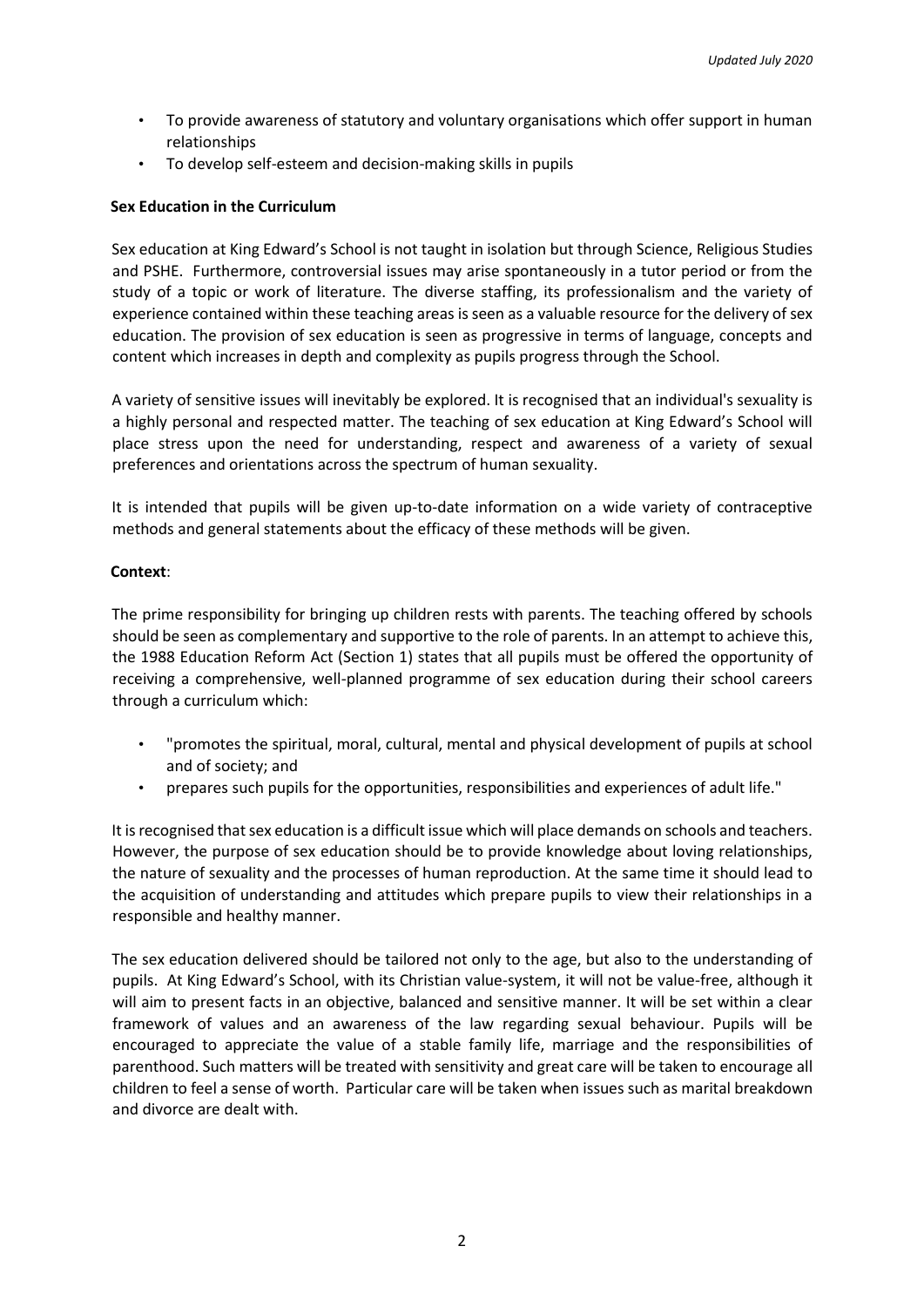- To provide awareness of statutory and voluntary organisations which offer support in human relationships
- To develop self-esteem and decision-making skills in pupils

**Sex Education in the Curriculum**

Sex education at King Edward's School is not taught in isolation but through Science, Religious Studies and PSHE. Furthermore, controversial issues may arise spontaneously in a tutor period or from the study of a topic or work of literature. The diverse staffing, its professionalism and the variety of experience contained within these teaching areas is seen as a valuable resource for the delivery of sex education. The provision of sex education is seen as progressive in terms of language, concepts and content which increases in depth and complexity as pupils progress through the School.

A variety of sensitive issues will inevitably be explored. It is recognised that an individual's sexuality is a highly personal and respected matter. The teaching of sex education at King Edward's School will place stress upon the need for understanding, respect and awareness of a variety of sexual preferences and orientations across the spectrum of human sexuality.

It is intended that pupils will be given up-to-date information on a wide variety of contraceptive methods and general statements about the efficacy of these methods will be given.

**Context**:

The prime responsibility for bringing up children rests with parents. The teaching offered by schools should be seen as complementary and supportive to the role of parents. In an attempt to achieve this, the 1988 Education Reform Act (Section 1) states that all pupils must be offered the opportunity of receiving a comprehensive, well-planned programme of sex education during their school careers through a curriculum which:

- "promotes the spiritual, moral, cultural, mental and physical development of pupils at school and of society; and
- prepares such pupils for the opportunities, responsibilities and experiences of adult life."

It is recognised that sex education is a difficult issue which will place demands on schools and teachers. However, the purpose of sex education should be to provide knowledge about loving relationships, the nature of sexuality and the processes of human reproduction. At the same time it should lead to the acquisition of understanding and attitudes which prepare pupils to view their relationships in a responsible and healthy manner.

The sex education delivered should be tailored not only to the age, but also to the understanding of pupils. At King Edward's School, with its Christian value-system, it will not be value-free, although it will aim to present facts in an objective, balanced and sensitive manner. It will be set within a clear framework of values and an awareness of the law regarding sexual behaviour. Pupils will be encouraged to appreciate the value of a stable family life, marriage and the responsibilities of parenthood. Such matters will be treated with sensitivity and great care will be taken to encourage all children to feel a sense of worth. Particular care will be taken when issues such as marital breakdown and divorce are dealt with.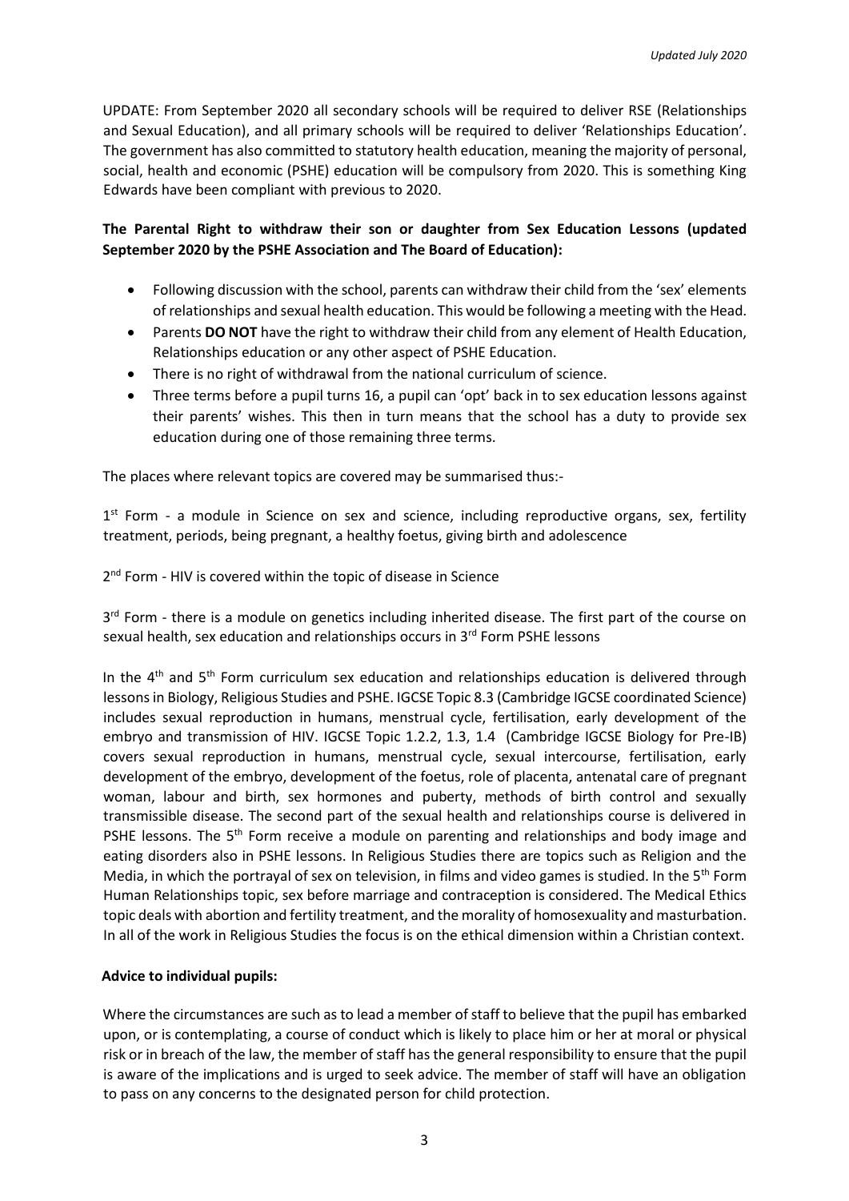*Updated July 2020*

UPDATE: From September 2020 all secondary schools will be required to deliver RSE (Relationships and Sexual Education), and all primary schools will be required to deliver 'Relationships Education'. The government has also committed to statutory health education, meaning the majority of personal, social, health and economic (PSHE) education will be compulsory from 2020. This is something King Edwards have been compliant with previous to 2020.

**The Parental Right to withdraw their son or daughter from Sex Education Lessons (updated September 2020 by the PSHE Association and The Board of Education):**

- Following discussion with the school, parents can withdraw their child from the 'sex' elements of relationships and sexual health education. This would be following a meeting with the Head.
- Parents **DO NOT** have the right to withdraw their child from any element of Health Education, Relationships education or any other aspect of PSHE Education.
- There is no right of withdrawal from the national curriculum of science.
- Three terms before a pupil turns 16, a pupil can 'opt' back in to sex education lessons against their parents' wishes. This then in turn means that the school has a duty to provide sex education during one of those remaining three terms.

The places where relevant topics are covered may be summarised thus:-

1st Form - a module in Science on sex and science, including reproductive organs, sex, fertility treatment, periods, being pregnant, a healthy foetus, giving birth and adolescence

2nd Form - HIV is covered within the topic of disease in Science

3rd Form - there is a module on genetics including inherited disease. The first part of the course on sexual health, sex education and relationships occurs in 3rd Form PSHE lessons

In the 4th and 5th Form curriculum sex education and relationships education is delivered through lessons in Biology, Religious Studies and PSHE. IGCSE Topic 8.3 (Cambridge IGCSE coordinated Science) includes sexual reproduction in humans, menstrual cycle, fertilisation, early development of the embryo and transmission of HIV. IGCSE Topic 1.2.2, 1.3, 1.4 (Cambridge IGCSE Biology for Pre-IB) covers sexual reproduction in humans, menstrual cycle, sexual intercourse, fertilisation, early development of the embryo, development of the foetus, role of placenta, antenatal care of pregnant woman, labour and birth, sex hormones and puberty, methods of birth control and sexually transmissible disease. The second part of the sexual health and relationships course is delivered in PSHE lessons. The 5th Form receive a module on parenting and relationships and body image and eating disorders also in PSHE lessons. In Religious Studies there are topics such as Religion and the Media, in which the portrayal of sex on television, in films and video games is studied. In the 5th Form Human Relationships topic, sex before marriage and contraception is considered. The Medical Ethics topic deals with abortion and fertility treatment, and the morality of homosexuality and masturbation. In all of the work in Religious Studies the focus is on the ethical dimension within a Christian context.

**Advice to individual pupils:**

Where the circumstances are such as to lead a member of staff to believe that the pupil has embarked upon, or is contemplating, a course of conduct which is likely to place him or her at moral or physical risk or in breach of the law, the member of staff has the general responsibility to ensure that the pupil is aware of the implications and is urged to seek advice. The member of staff will have an obligation to pass on any concerns to the designated person for child protection.